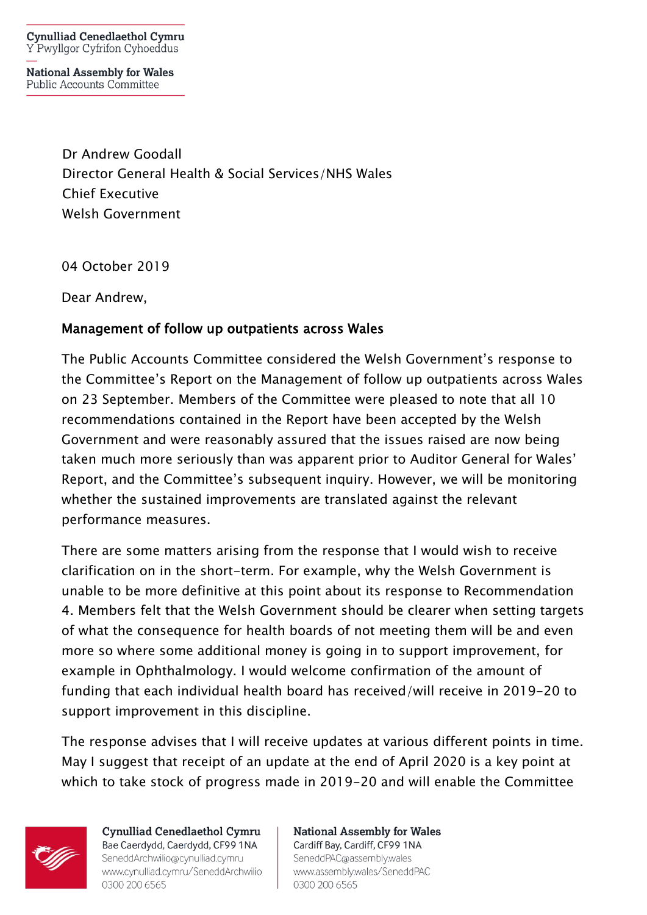Cynulliad Cenedlaethol Cymru
Y Pwyllgor Cyfrifon Cyhoeddus

National Assembly for Wales
Public Accounts Committee

Dr Andrew Goodall
Director General Health & Social Services/NHS Wales
Chief Executive
Welsh Government

04 October 2019

Dear Andrew,

**Management of follow up outpatients across Wales**

The Public Accounts Committee considered the Welsh Government's response to the Committee's Report on the Management of follow up outpatients across Wales on 23 September. Members of the Committee were pleased to note that all 10 recommendations contained in the Report have been accepted by the Welsh Government and were reasonably assured that the issues raised are now being taken much more seriously than was apparent prior to Auditor General for Wales' Report, and the Committee's subsequent inquiry. However, we will be monitoring whether the sustained improvements are translated against the relevant performance measures.

There are some matters arising from the response that I would wish to receive clarification on in the short-term. For example, why the Welsh Government is unable to be more definitive at this point about its response to Recommendation 4. Members felt that the Welsh Government should be clearer when setting targets of what the consequence for health boards of not meeting them will be and even more so where some additional money is going in to support improvement, for example in Ophthalmology. I would welcome confirmation of the amount of funding that each individual health board has received/will receive in 2019-20 to support improvement in this discipline.

The response advises that I will receive updates at various different points in time. May I suggest that receipt of an update at the end of April 2020 is a key point at which to take stock of progress made in 2019-20 and will enable the Committee

Cynulliad Cenedlaethol Cymru
Bae Caerdydd, Caerdydd, CF99 1NA
SeneddArchwilio@cynulliad.cymru
www.cynulliad.cymru/SeneddArchwilio
0300 200 6565

National Assembly for Wales
Cardiff Bay, Cardiff, CF99 1NA
SeneddPAC@assembly.wales
www.assembly.wales/SeneddPAC
0300 200 6565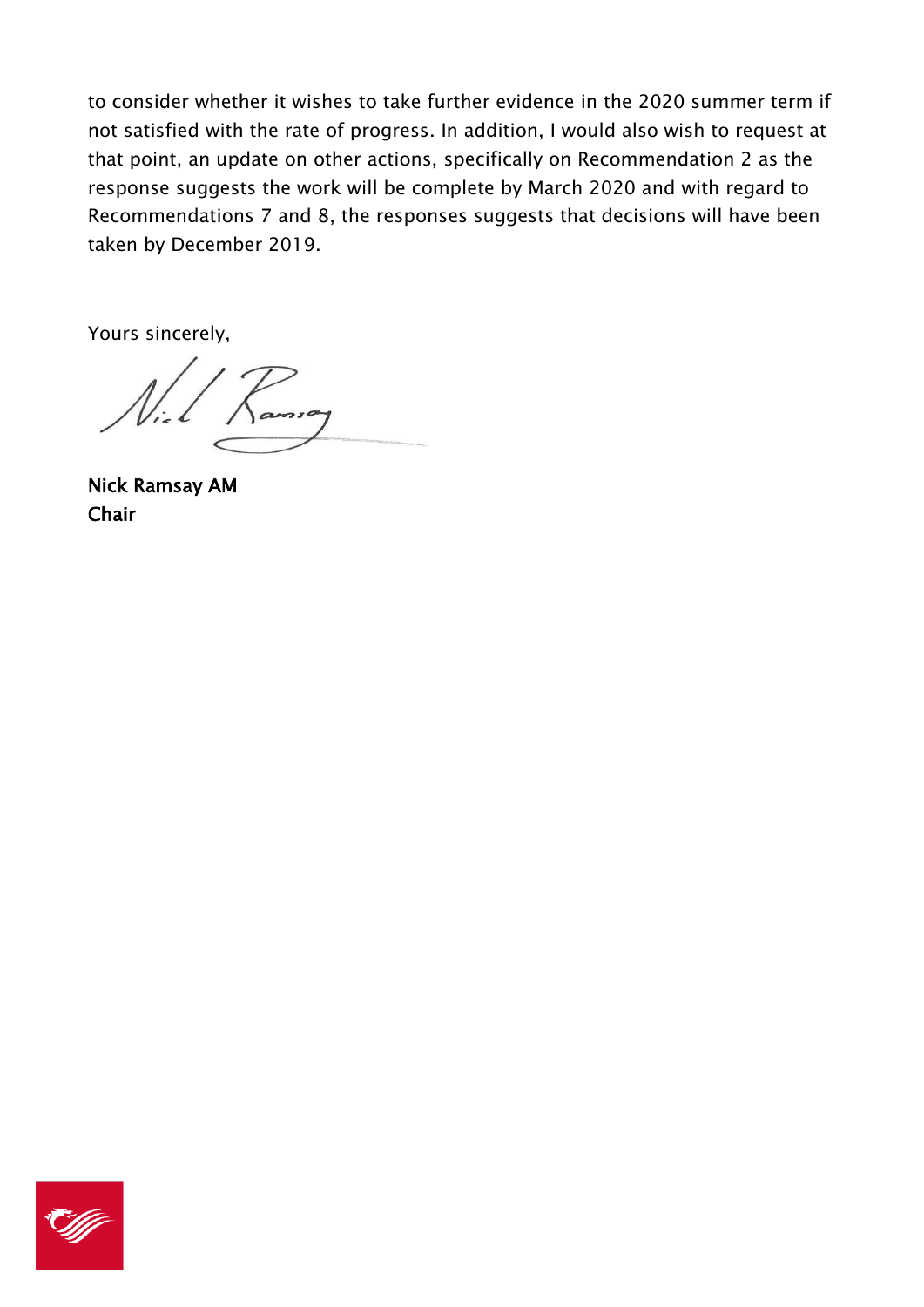to consider whether it wishes to take further evidence in the 2020 summer term if not satisfied with the rate of progress. In addition, I would also wish to request at that point, an update on other actions, specifically on Recommendation 2 as the response suggests the work will be complete by March 2020 and with regard to Recommendations 7 and 8, the responses suggests that decisions will have been taken by December 2019.

Yours sincerely,

**Nick Ramsay AM**
**Chair**